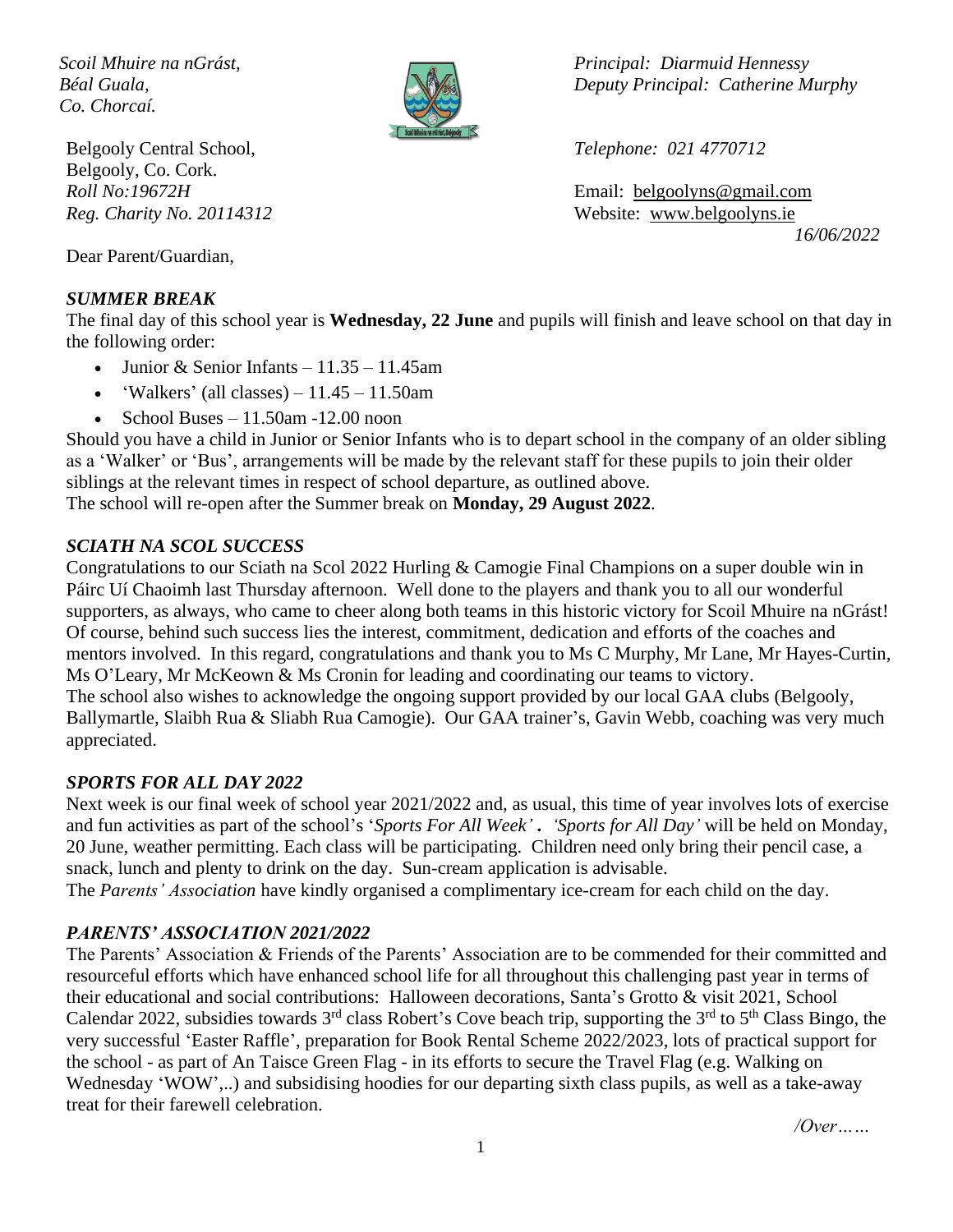*Scoil Mhuire na nGrást,*
*Béal Guala,*
*Co. Chorcaí.*

Belgooly Central School,
Belgooly, Co. Cork.
*Roll No:19672H*
*Reg. Charity No. 20114312*

*Principal: Diarmuid Hennessy*
*Deputy Principal: Catherine Murphy*

*Telephone: 021 4770712*

Email: belgoolyns@gmail.com
Website: www.belgoolyns.ie

*16/06/2022*

Dear Parent/Guardian,

## *SUMMER BREAK*

The final day of this school year is **Wednesday, 22 June** and pupils will finish and leave school on that day in the following order:

- Junior & Senior Infants – 11.35 – 11.45am
- 'Walkers' (all classes) – 11.45 – 11.50am
- School Buses – 11.50am -12.00 noon

Should you have a child in Junior or Senior Infants who is to depart school in the company of an older sibling as a 'Walker' or 'Bus', arrangements will be made by the relevant staff for these pupils to join their older siblings at the relevant times in respect of school departure, as outlined above.
The school will re-open after the Summer break on **Monday, 29 August 2022**.

## *SCIATH NA SCOL SUCCESS*

Congratulations to our Sciath na Scol 2022 Hurling & Camogie Final Champions on a super double win in Páirc Uí Chaoimh last Thursday afternoon. Well done to the players and thank you to all our wonderful supporters, as always, who came to cheer along both teams in this historic victory for Scoil Mhuire na nGrást! Of course, behind such success lies the interest, commitment, dedication and efforts of the coaches and mentors involved. In this regard, congratulations and thank you to Ms C Murphy, Mr Lane, Mr Hayes-Curtin, Ms O'Leary, Mr McKeown & Ms Cronin for leading and coordinating our teams to victory.
The school also wishes to acknowledge the ongoing support provided by our local GAA clubs (Belgooly, Ballymartle, Slaibh Rua & Sliabh Rua Camogie). Our GAA trainer's, Gavin Webb, coaching was very much appreciated.

## *SPORTS FOR ALL DAY 2022*

Next week is our final week of school year 2021/2022 and, as usual, this time of year involves lots of exercise and fun activities as part of the school's '*Sports For All Week'* **.** *'Sports for All Day'* will be held on Monday, 20 June, weather permitting. Each class will be participating. Children need only bring their pencil case, a snack, lunch and plenty to drink on the day. Sun-cream application is advisable.
The *Parents' Association* have kindly organised a complimentary ice-cream for each child on the day.

## *PARENTS' ASSOCIATION 2021/2022*

The Parents' Association & Friends of the Parents' Association are to be commended for their committed and resourceful efforts which have enhanced school life for all throughout this challenging past year in terms of their educational and social contributions: Halloween decorations, Santa's Grotto & visit 2021, School Calendar 2022, subsidies towards 3rd class Robert's Cove beach trip, supporting the 3rd to 5th Class Bingo, the very successful 'Easter Raffle', preparation for Book Rental Scheme 2022/2023, lots of practical support for the school - as part of An Taisce Green Flag - in its efforts to secure the Travel Flag (e.g. Walking on Wednesday 'WOW',..) and subsidising hoodies for our departing sixth class pupils, as well as a take-away treat for their farewell celebration.

*/Over……*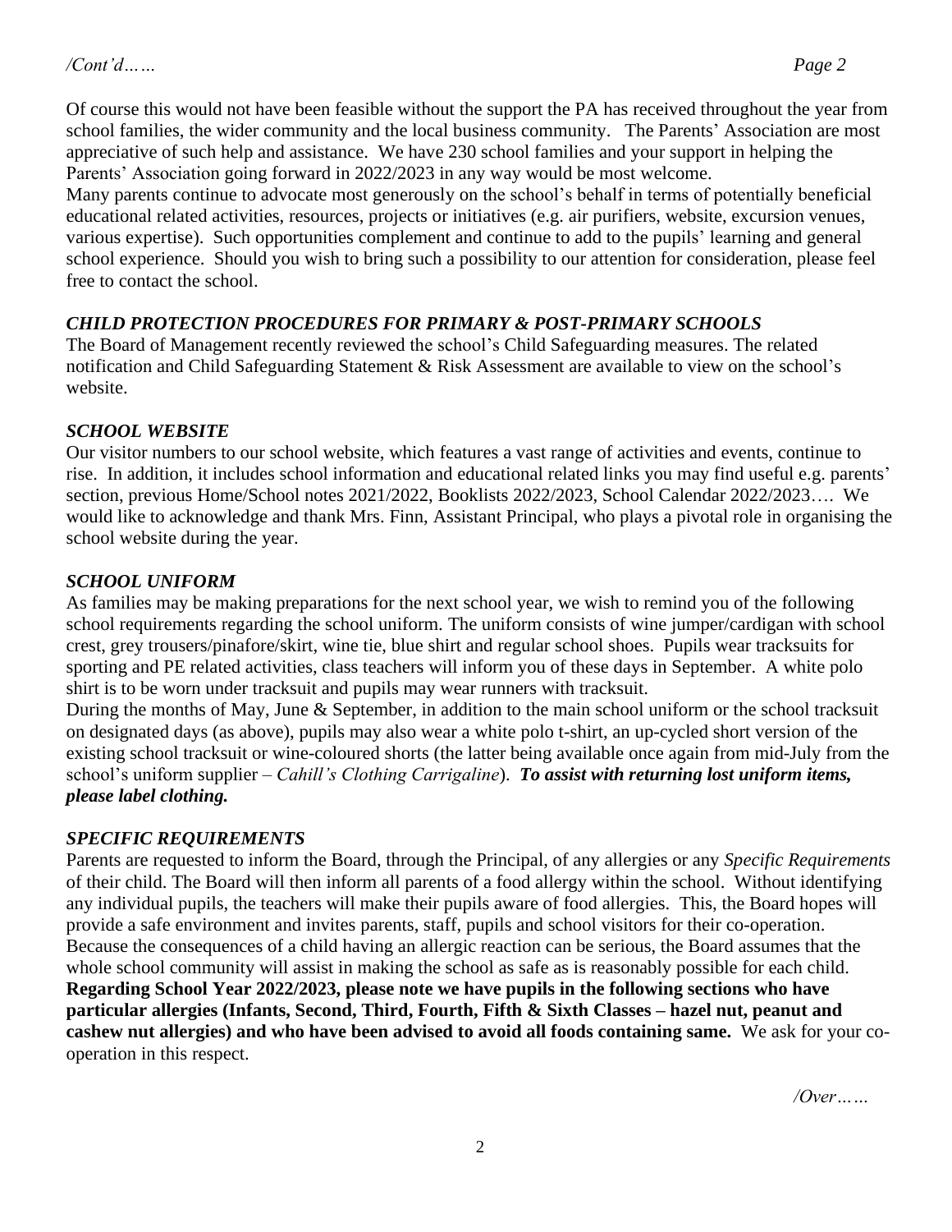Of course this would not have been feasible without the support the PA has received throughout the year from school families, the wider community and the local business community. The Parents' Association are most appreciative of such help and assistance. We have 230 school families and your support in helping the Parents' Association going forward in 2022/2023 in any way would be most welcome.

Many parents continue to advocate most generously on the school's behalf in terms of potentially beneficial educational related activities, resources, projects or initiatives (e.g. air purifiers, website, excursion venues, various expertise). Such opportunities complement and continue to add to the pupils' learning and general school experience. Should you wish to bring such a possibility to our attention for consideration, please feel free to contact the school.

### *CHILD PROTECTION PROCEDURES FOR PRIMARY & POST-PRIMARY SCHOOLS*

The Board of Management recently reviewed the school's Child Safeguarding measures. The related notification and Child Safeguarding Statement & Risk Assessment are available to view on the school's website.

### *SCHOOL WEBSITE*

Our visitor numbers to our school website, which features a vast range of activities and events, continue to rise. In addition, it includes school information and educational related links you may find useful e.g. parents' section, previous Home/School notes 2021/2022, Booklists 2022/2023, School Calendar 2022/2023…. We would like to acknowledge and thank Mrs. Finn, Assistant Principal, who plays a pivotal role in organising the school website during the year.

### *SCHOOL UNIFORM*

As families may be making preparations for the next school year, we wish to remind you of the following school requirements regarding the school uniform. The uniform consists of wine jumper/cardigan with school crest, grey trousers/pinafore/skirt, wine tie, blue shirt and regular school shoes. Pupils wear tracksuits for sporting and PE related activities, class teachers will inform you of these days in September. A white polo shirt is to be worn under tracksuit and pupils may wear runners with tracksuit.

During the months of May, June & September, in addition to the main school uniform or the school tracksuit on designated days (as above), pupils may also wear a white polo t-shirt, an up-cycled short version of the existing school tracksuit or wine-coloured shorts (the latter being available once again from mid-July from the school's uniform supplier – *Cahill's Clothing Carrigaline*). ***To assist with returning lost uniform items, please label clothing.***

### *SPECIFIC REQUIREMENTS*

Parents are requested to inform the Board, through the Principal, of any allergies or any *Specific Requirements* of their child. The Board will then inform all parents of a food allergy within the school. Without identifying any individual pupils, the teachers will make their pupils aware of food allergies. This, the Board hopes will provide a safe environment and invites parents, staff, pupils and school visitors for their co-operation. Because the consequences of a child having an allergic reaction can be serious, the Board assumes that the whole school community will assist in making the school as safe as is reasonably possible for each child. **Regarding School Year 2022/2023, please note we have pupils in the following sections who have particular allergies (Infants, Second, Third, Fourth, Fifth & Sixth Classes – hazel nut, peanut and cashew nut allergies) and who have been advised to avoid all foods containing same.** We ask for your co-operation in this respect.

*/Over……*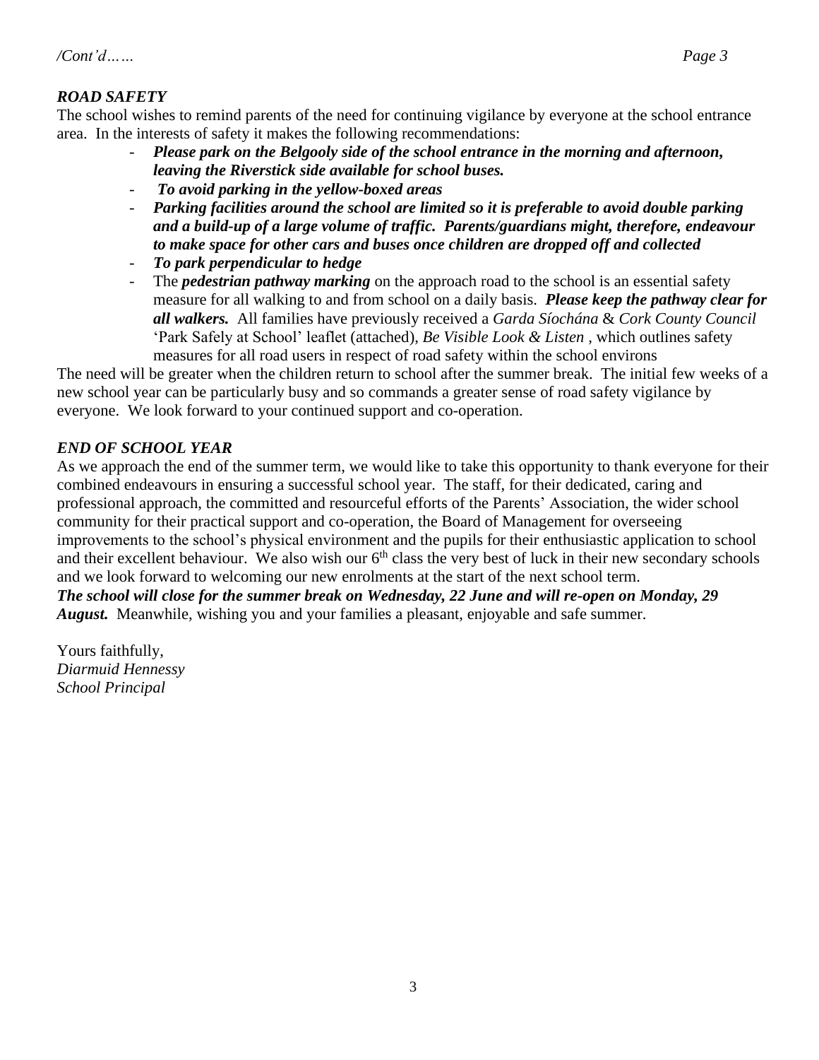## *ROAD SAFETY*

The school wishes to remind parents of the need for continuing vigilance by everyone at the school entrance area. In the interests of safety it makes the following recommendations:

- ***Please park on the Belgooly side of the school entrance in the morning and afternoon, leaving the Riverstick side available for school buses.***
- ***To avoid parking in the yellow-boxed areas***
- ***Parking facilities around the school are limited so it is preferable to avoid double parking and a build-up of a large volume of traffic. Parents/guardians might, therefore, endeavour to make space for other cars and buses once children are dropped off and collected***
- ***To park perpendicular to hedge***
- The ***pedestrian pathway marking*** on the approach road to the school is an essential safety measure for all walking to and from school on a daily basis. ***Please keep the pathway clear for all walkers.*** All families have previously received a *Garda Síochána* & *Cork County Council* 'Park Safely at School' leaflet (attached), *Be Visible Look & Listen* , which outlines safety measures for all road users in respect of road safety within the school environs

The need will be greater when the children return to school after the summer break. The initial few weeks of a new school year can be particularly busy and so commands a greater sense of road safety vigilance by everyone. We look forward to your continued support and co-operation.

## *END OF SCHOOL YEAR*

As we approach the end of the summer term, we would like to take this opportunity to thank everyone for their combined endeavours in ensuring a successful school year. The staff, for their dedicated, caring and professional approach, the committed and resourceful efforts of the Parents' Association, the wider school community for their practical support and co-operation, the Board of Management for overseeing improvements to the school's physical environment and the pupils for their enthusiastic application to school and their excellent behaviour. We also wish our 6th class the very best of luck in their new secondary schools and we look forward to welcoming our new enrolments at the start of the next school term.
***The school will close for the summer break on Wednesday, 22 June and will re-open on Monday, 29 August.*** Meanwhile, wishing you and your families a pleasant, enjoyable and safe summer.

Yours faithfully,
*Diarmuid Hennessy*
*School Principal*